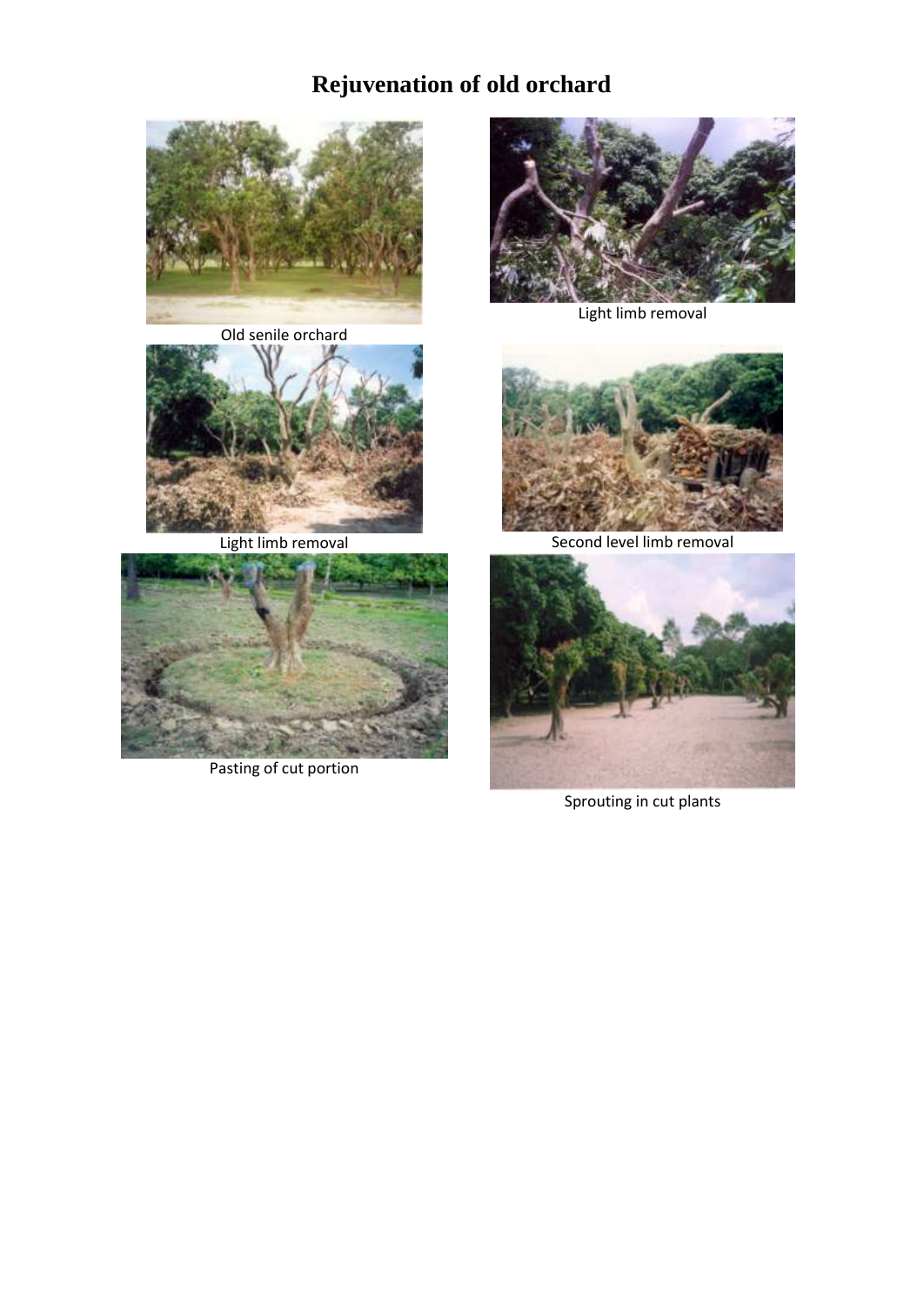# Rejuvenation of old orchard

Old senile orchard

Light limb removal

Light limb removal

Second level limb removal

Pasting of cut portion

Sprouting in cut plants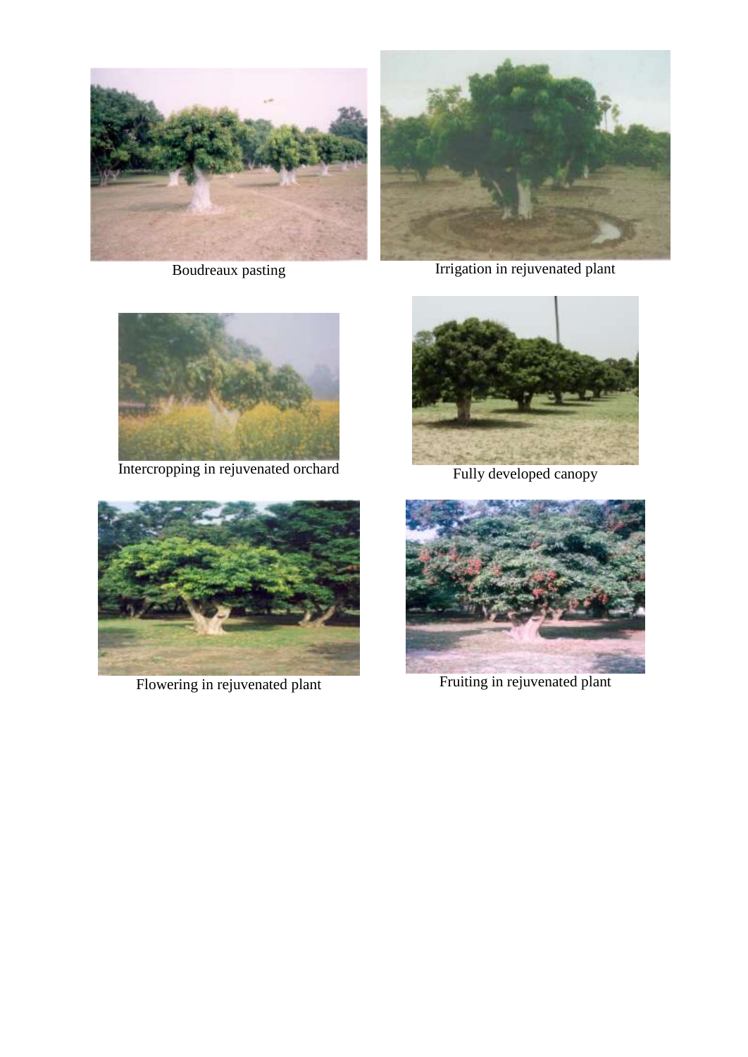Boudreaux pasting

Irrigation in rejuvenated plant

Intercropping in rejuvenated orchard

Fully developed canopy

Flowering in rejuvenated plant

Fruiting in rejuvenated plant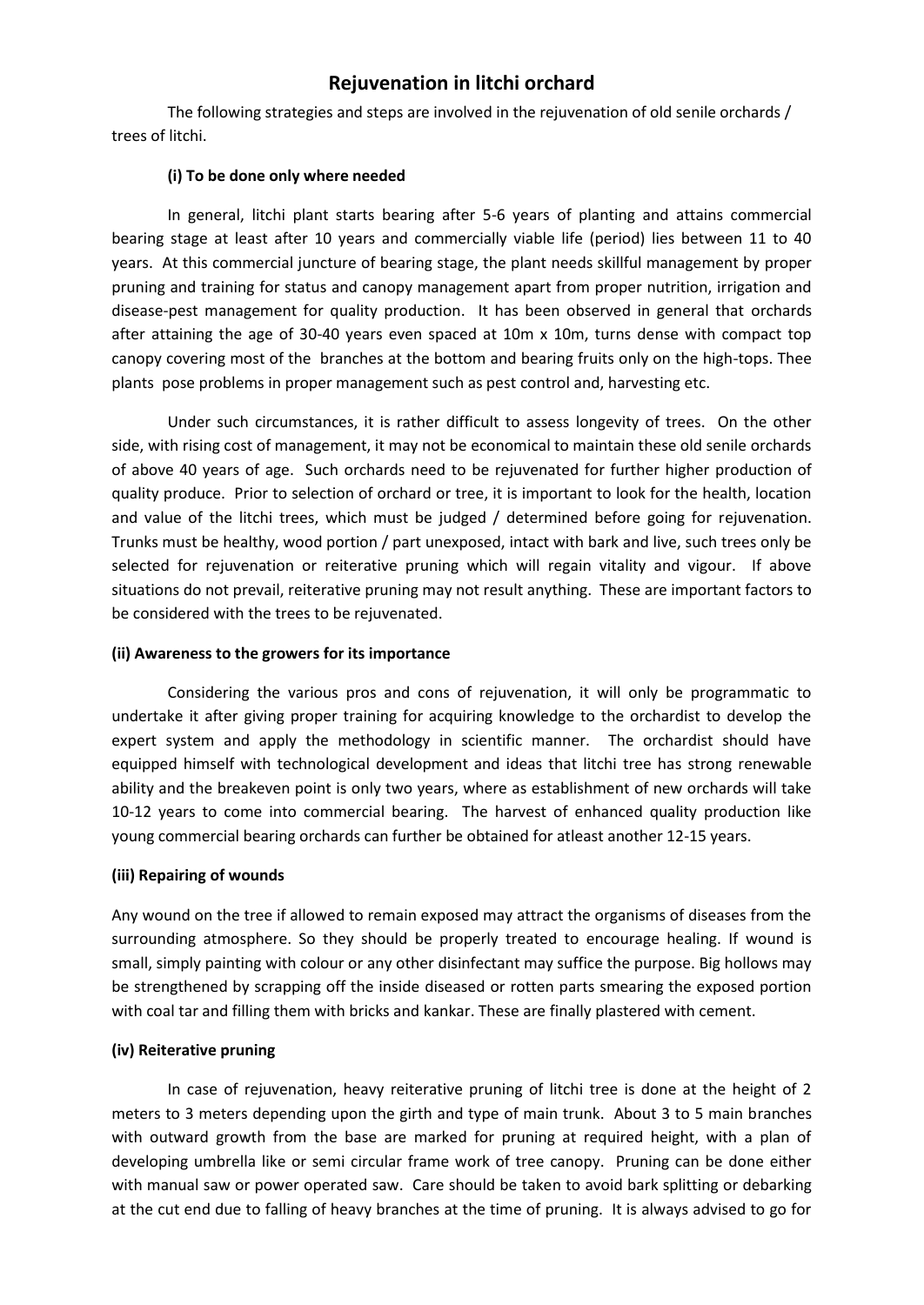## Rejuvenation in litchi orchard

The following strategies and steps are involved in the rejuvenation of old senile orchards / trees of litchi.

**(i) To be done only where needed**

In general, litchi plant starts bearing after 5-6 years of planting and attains commercial bearing stage at least after 10 years and commercially viable life (period) lies between 11 to 40 years. At this commercial juncture of bearing stage, the plant needs skillful management by proper pruning and training for status and canopy management apart from proper nutrition, irrigation and disease-pest management for quality production. It has been observed in general that orchards after attaining the age of 30-40 years even spaced at 10m x 10m, turns dense with compact top canopy covering most of the branches at the bottom and bearing fruits only on the high-tops. Thee plants pose problems in proper management such as pest control and, harvesting etc.

Under such circumstances, it is rather difficult to assess longevity of trees. On the other side, with rising cost of management, it may not be economical to maintain these old senile orchards of above 40 years of age. Such orchards need to be rejuvenated for further higher production of quality produce. Prior to selection of orchard or tree, it is important to look for the health, location and value of the litchi trees, which must be judged / determined before going for rejuvenation. Trunks must be healthy, wood portion / part unexposed, intact with bark and live, such trees only be selected for rejuvenation or reiterative pruning which will regain vitality and vigour. If above situations do not prevail, reiterative pruning may not result anything. These are important factors to be considered with the trees to be rejuvenated.

**(ii) Awareness to the growers for its importance**

Considering the various pros and cons of rejuvenation, it will only be programmatic to undertake it after giving proper training for acquiring knowledge to the orchardist to develop the expert system and apply the methodology in scientific manner. The orchardist should have equipped himself with technological development and ideas that litchi tree has strong renewable ability and the breakeven point is only two years, where as establishment of new orchards will take 10-12 years to come into commercial bearing. The harvest of enhanced quality production like young commercial bearing orchards can further be obtained for atleast another 12-15 years.

**(iii) Repairing of wounds**

Any wound on the tree if allowed to remain exposed may attract the organisms of diseases from the surrounding atmosphere. So they should be properly treated to encourage healing. If wound is small, simply painting with colour or any other disinfectant may suffice the purpose. Big hollows may be strengthened by scrapping off the inside diseased or rotten parts smearing the exposed portion with coal tar and filling them with bricks and kankar. These are finally plastered with cement.

**(iv) Reiterative pruning**

In case of rejuvenation, heavy reiterative pruning of litchi tree is done at the height of 2 meters to 3 meters depending upon the girth and type of main trunk. About 3 to 5 main branches with outward growth from the base are marked for pruning at required height, with a plan of developing umbrella like or semi circular frame work of tree canopy. Pruning can be done either with manual saw or power operated saw. Care should be taken to avoid bark splitting or debarking at the cut end due to falling of heavy branches at the time of pruning. It is always advised to go for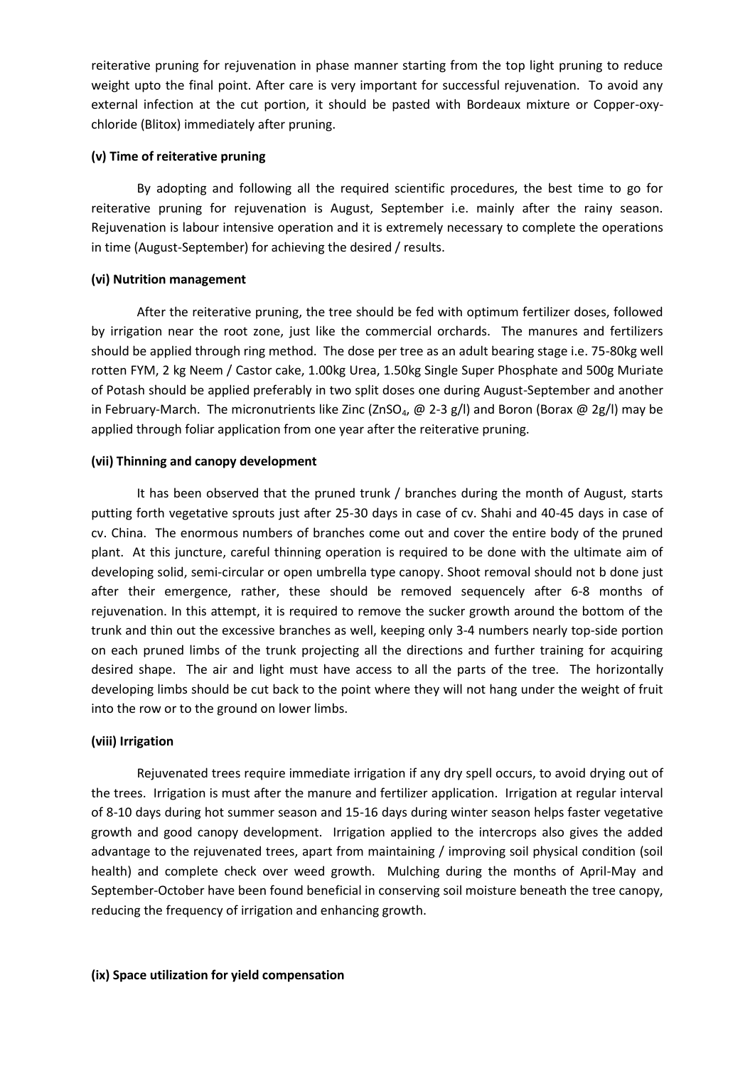reiterative pruning for rejuvenation in phase manner starting from the top light pruning to reduce weight upto the final point. After care is very important for successful rejuvenation. To avoid any external infection at the cut portion, it should be pasted with Bordeaux mixture or Copper-oxy-chloride (Blitox) immediately after pruning.

**(v) Time of reiterative pruning**

By adopting and following all the required scientific procedures, the best time to go for reiterative pruning for rejuvenation is August, September i.e. mainly after the rainy season. Rejuvenation is labour intensive operation and it is extremely necessary to complete the operations in time (August-September) for achieving the desired / results.

**(vi) Nutrition management**

After the reiterative pruning, the tree should be fed with optimum fertilizer doses, followed by irrigation near the root zone, just like the commercial orchards. The manures and fertilizers should be applied through ring method. The dose per tree as an adult bearing stage i.e. 75-80kg well rotten FYM, 2 kg Neem / Castor cake, 1.00kg Urea, 1.50kg Single Super Phosphate and 500g Muriate of Potash should be applied preferably in two split doses one during August-September and another in February-March. The micronutrients like Zinc ($ZnSO_4$, @ 2-3 g/l) and Boron (Borax @ 2g/l) may be applied through foliar application from one year after the reiterative pruning.

**(vii) Thinning and canopy development**

It has been observed that the pruned trunk / branches during the month of August, starts putting forth vegetative sprouts just after 25-30 days in case of cv. Shahi and 40-45 days in case of cv. China. The enormous numbers of branches come out and cover the entire body of the pruned plant. At this juncture, careful thinning operation is required to be done with the ultimate aim of developing solid, semi-circular or open umbrella type canopy. Shoot removal should not b done just after their emergence, rather, these should be removed sequencely after 6-8 months of rejuvenation. In this attempt, it is required to remove the sucker growth around the bottom of the trunk and thin out the excessive branches as well, keeping only 3-4 numbers nearly top-side portion on each pruned limbs of the trunk projecting all the directions and further training for acquiring desired shape. The air and light must have access to all the parts of the tree. The horizontally developing limbs should be cut back to the point where they will not hang under the weight of fruit into the row or to the ground on lower limbs.

**(viii) Irrigation**

Rejuvenated trees require immediate irrigation if any dry spell occurs, to avoid drying out of the trees. Irrigation is must after the manure and fertilizer application. Irrigation at regular interval of 8-10 days during hot summer season and 15-16 days during winter season helps faster vegetative growth and good canopy development. Irrigation applied to the intercrops also gives the added advantage to the rejuvenated trees, apart from maintaining / improving soil physical condition (soil health) and complete check over weed growth. Mulching during the months of April-May and September-October have been found beneficial in conserving soil moisture beneath the tree canopy, reducing the frequency of irrigation and enhancing growth.

**(ix) Space utilization for yield compensation**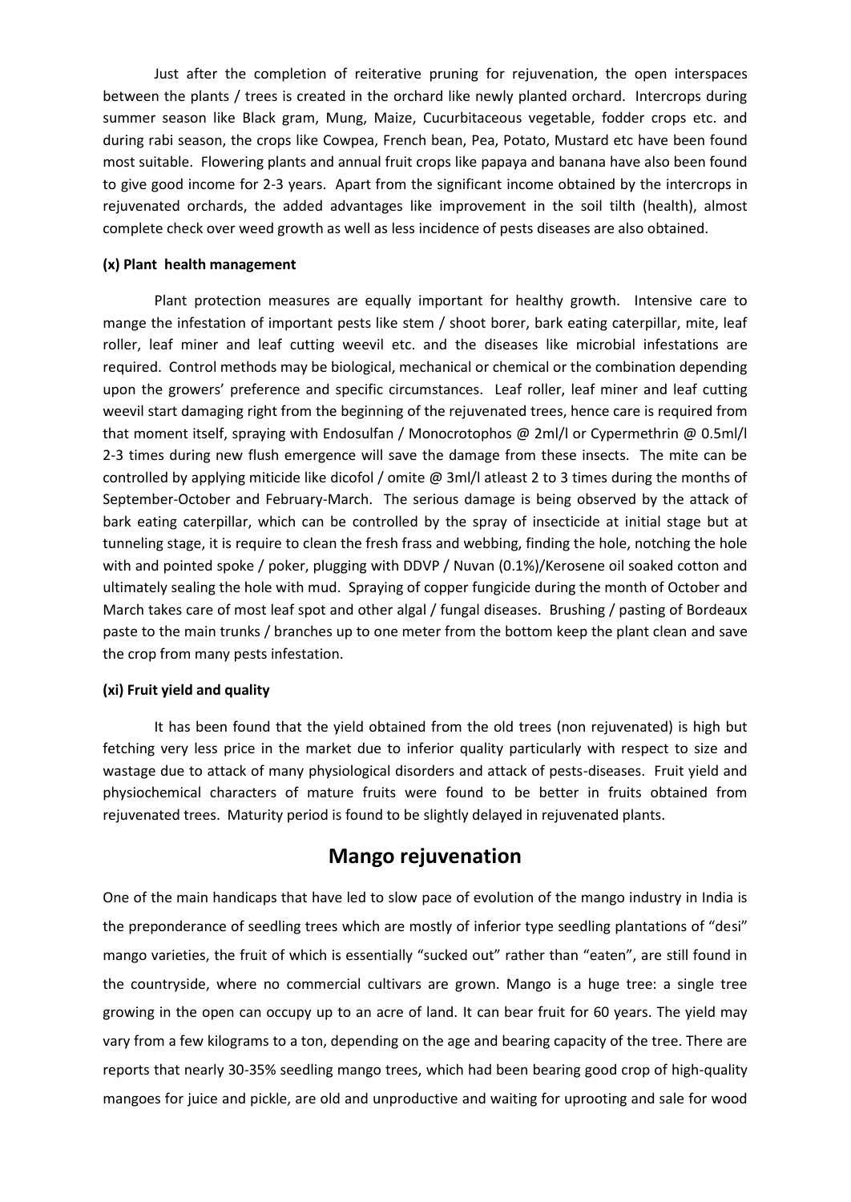Just after the completion of reiterative pruning for rejuvenation, the open interspaces between the plants / trees is created in the orchard like newly planted orchard. Intercrops during summer season like Black gram, Mung, Maize, Cucurbitaceous vegetable, fodder crops etc. and during rabi season, the crops like Cowpea, French bean, Pea, Potato, Mustard etc have been found most suitable. Flowering plants and annual fruit crops like papaya and banana have also been found to give good income for 2-3 years. Apart from the significant income obtained by the intercrops in rejuvenated orchards, the added advantages like improvement in the soil tilth (health), almost complete check over weed growth as well as less incidence of pests diseases are also obtained.

#### (x) Plant health management

Plant protection measures are equally important for healthy growth. Intensive care to mange the infestation of important pests like stem / shoot borer, bark eating caterpillar, mite, leaf roller, leaf miner and leaf cutting weevil etc. and the diseases like microbial infestations are required. Control methods may be biological, mechanical or chemical or the combination depending upon the growers' preference and specific circumstances. Leaf roller, leaf miner and leaf cutting weevil start damaging right from the beginning of the rejuvenated trees, hence care is required from that moment itself, spraying with Endosulfan / Monocrotophos @ 2ml/l or Cypermethrin @ 0.5ml/l 2-3 times during new flush emergence will save the damage from these insects. The mite can be controlled by applying miticide like dicofol / omite @ 3ml/l atleast 2 to 3 times during the months of September-October and February-March. The serious damage is being observed by the attack of bark eating caterpillar, which can be controlled by the spray of insecticide at initial stage but at tunneling stage, it is require to clean the fresh frass and webbing, finding the hole, notching the hole with and pointed spoke / poker, plugging with DDVP / Nuvan (0.1%)/Kerosene oil soaked cotton and ultimately sealing the hole with mud. Spraying of copper fungicide during the month of October and March takes care of most leaf spot and other algal / fungal diseases. Brushing / pasting of Bordeaux paste to the main trunks / branches up to one meter from the bottom keep the plant clean and save the crop from many pests infestation.

#### (xi) Fruit yield and quality

It has been found that the yield obtained from the old trees (non rejuvenated) is high but fetching very less price in the market due to inferior quality particularly with respect to size and wastage due to attack of many physiological disorders and attack of pests-diseases. Fruit yield and physiochemical characters of mature fruits were found to be better in fruits obtained from rejuvenated trees. Maturity period is found to be slightly delayed in rejuvenated plants.

## Mango rejuvenation

One of the main handicaps that have led to slow pace of evolution of the mango industry in India is the preponderance of seedling trees which are mostly of inferior type seedling plantations of "desi" mango varieties, the fruit of which is essentially "sucked out" rather than "eaten", are still found in the countryside, where no commercial cultivars are grown. Mango is a huge tree: a single tree growing in the open can occupy up to an acre of land. It can bear fruit for 60 years. The yield may vary from a few kilograms to a ton, depending on the age and bearing capacity of the tree. There are reports that nearly 30-35% seedling mango trees, which had been bearing good crop of high-quality mangoes for juice and pickle, are old and unproductive and waiting for uprooting and sale for wood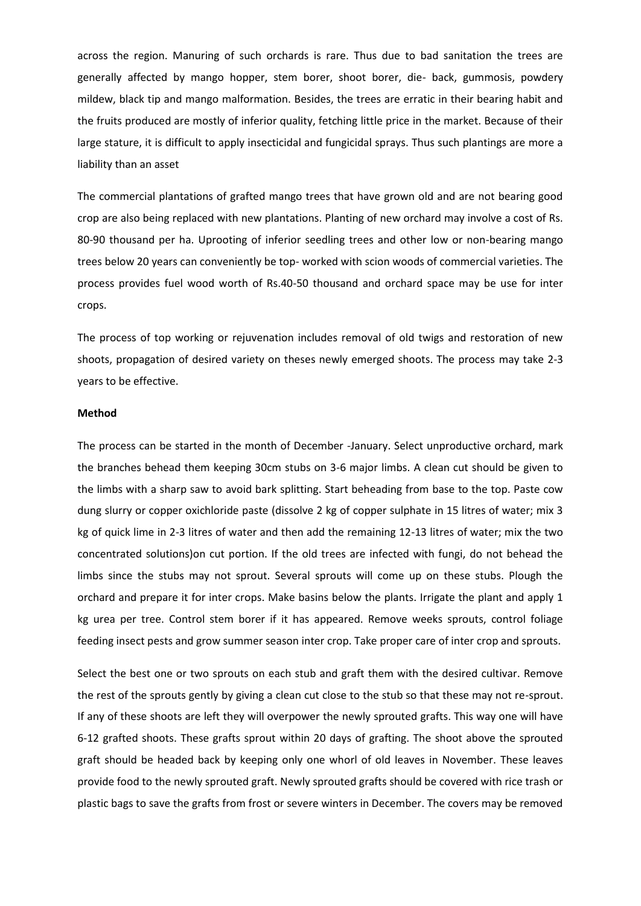across the region. Manuring of such orchards is rare. Thus due to bad sanitation the trees are generally affected by mango hopper, stem borer, shoot borer, die- back, gummosis, powdery mildew, black tip and mango malformation. Besides, the trees are erratic in their bearing habit and the fruits produced are mostly of inferior quality, fetching little price in the market. Because of their large stature, it is difficult to apply insecticidal and fungicidal sprays. Thus such plantings are more a liability than an asset

The commercial plantations of grafted mango trees that have grown old and are not bearing good crop are also being replaced with new plantations. Planting of new orchard may involve a cost of Rs. 80-90 thousand per ha. Uprooting of inferior seedling trees and other low or non-bearing mango trees below 20 years can conveniently be top- worked with scion woods of commercial varieties. The process provides fuel wood worth of Rs.40-50 thousand and orchard space may be use for inter crops.

The process of top working or rejuvenation includes removal of old twigs and restoration of new shoots, propagation of desired variety on theses newly emerged shoots. The process may take 2-3 years to be effective.

**Method**

The process can be started in the month of December -January. Select unproductive orchard, mark the branches behead them keeping 30cm stubs on 3-6 major limbs. A clean cut should be given to the limbs with a sharp saw to avoid bark splitting. Start beheading from base to the top. Paste cow dung slurry or copper oxichloride paste (dissolve 2 kg of copper sulphate in 15 litres of water; mix 3 kg of quick lime in 2-3 litres of water and then add the remaining 12-13 litres of water; mix the two concentrated solutions)on cut portion. If the old trees are infected with fungi, do not behead the limbs since the stubs may not sprout. Several sprouts will come up on these stubs. Plough the orchard and prepare it for inter crops. Make basins below the plants. Irrigate the plant and apply 1 kg urea per tree. Control stem borer if it has appeared. Remove weeks sprouts, control foliage feeding insect pests and grow summer season inter crop. Take proper care of inter crop and sprouts.

Select the best one or two sprouts on each stub and graft them with the desired cultivar. Remove the rest of the sprouts gently by giving a clean cut close to the stub so that these may not re-sprout. If any of these shoots are left they will overpower the newly sprouted grafts. This way one will have 6-12 grafted shoots. These grafts sprout within 20 days of grafting. The shoot above the sprouted graft should be headed back by keeping only one whorl of old leaves in November. These leaves provide food to the newly sprouted graft. Newly sprouted grafts should be covered with rice trash or plastic bags to save the grafts from frost or severe winters in December. The covers may be removed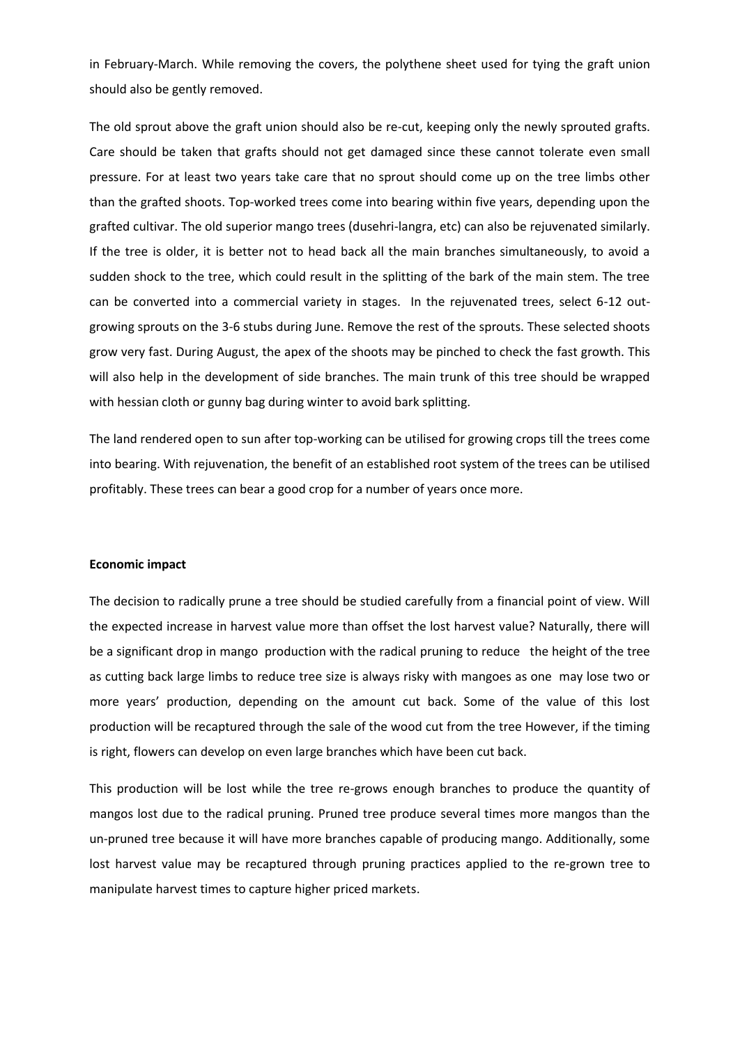in February-March. While removing the covers, the polythene sheet used for tying the graft union should also be gently removed.

The old sprout above the graft union should also be re-cut, keeping only the newly sprouted grafts. Care should be taken that grafts should not get damaged since these cannot tolerate even small pressure. For at least two years take care that no sprout should come up on the tree limbs other than the grafted shoots. Top-worked trees come into bearing within five years, depending upon the grafted cultivar. The old superior mango trees (dusehri-langra, etc) can also be rejuvenated similarly. If the tree is older, it is better not to head back all the main branches simultaneously, to avoid a sudden shock to the tree, which could result in the splitting of the bark of the main stem. The tree can be converted into a commercial variety in stages. In the rejuvenated trees, select 6-12 out-growing sprouts on the 3-6 stubs during June. Remove the rest of the sprouts. These selected shoots grow very fast. During August, the apex of the shoots may be pinched to check the fast growth. This will also help in the development of side branches. The main trunk of this tree should be wrapped with hessian cloth or gunny bag during winter to avoid bark splitting.

The land rendered open to sun after top-working can be utilised for growing crops till the trees come into bearing. With rejuvenation, the benefit of an established root system of the trees can be utilised profitably. These trees can bear a good crop for a number of years once more.

**Economic impact**

The decision to radically prune a tree should be studied carefully from a financial point of view. Will the expected increase in harvest value more than offset the lost harvest value? Naturally, there will be a significant drop in mango production with the radical pruning to reduce the height of the tree as cutting back large limbs to reduce tree size is always risky with mangoes as one may lose two or more years' production, depending on the amount cut back. Some of the value of this lost production will be recaptured through the sale of the wood cut from the tree However, if the timing is right, flowers can develop on even large branches which have been cut back.

This production will be lost while the tree re-grows enough branches to produce the quantity of mangos lost due to the radical pruning. Pruned tree produce several times more mangos than the un-pruned tree because it will have more branches capable of producing mango. Additionally, some lost harvest value may be recaptured through pruning practices applied to the re-grown tree to manipulate harvest times to capture higher priced markets.